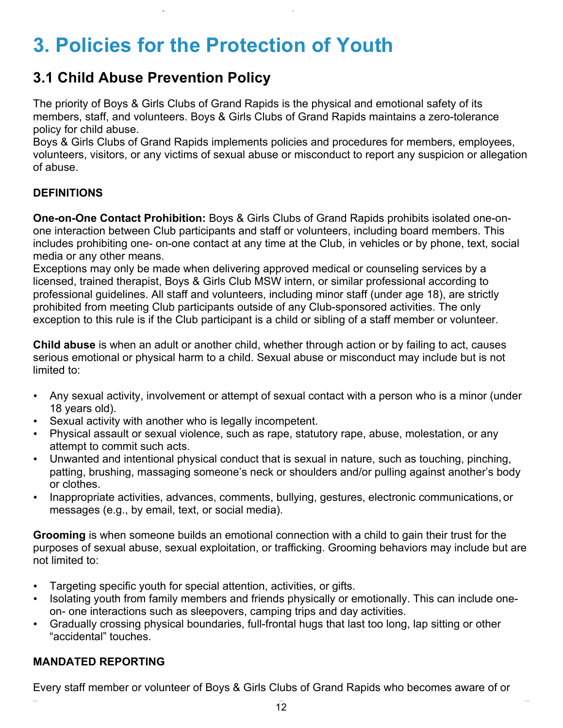# 3. Policies for the Protection of Youth

## 3.1 Child Abuse Prevention Policy

The priority of Boys & Girls Clubs of Grand Rapids is the physical and emotional safety of its members, staff, and volunteers. Boys & Girls Clubs of Grand Rapids maintains a zero-tolerance policy for child abuse.
Boys & Girls Clubs of Grand Rapids implements policies and procedures for members, employees, volunteers, visitors, or any victims of sexual abuse or misconduct to report any suspicion or allegation of abuse.

**DEFINITIONS**

**One-on-One Contact Prohibition:** Boys & Girls Clubs of Grand Rapids prohibits isolated one-on-one interaction between Club participants and staff or volunteers, including board members. This includes prohibiting one- on-one contact at any time at the Club, in vehicles or by phone, text, social media or any other means.
Exceptions may only be made when delivering approved medical or counseling services by a licensed, trained therapist, Boys & Girls Club MSW intern, or similar professional according to professional guidelines. All staff and volunteers, including minor staff (under age 18), are strictly prohibited from meeting Club participants outside of any Club-sponsored activities. The only exception to this rule is if the Club participant is a child or sibling of a staff member or volunteer.

**Child abuse** is when an adult or another child, whether through action or by failing to act, causes serious emotional or physical harm to a child. Sexual abuse or misconduct may include but is not limited to:

- Any sexual activity, involvement or attempt of sexual contact with a person who is a minor (under 18 years old).
- Sexual activity with another who is legally incompetent.
- Physical assault or sexual violence, such as rape, statutory rape, abuse, molestation, or any attempt to commit such acts.
- Unwanted and intentional physical conduct that is sexual in nature, such as touching, pinching, patting, brushing, massaging someone's neck or shoulders and/or pulling against another's body or clothes.
- Inappropriate activities, advances, comments, bullying, gestures, electronic communications, or messages (e.g., by email, text, or social media).

**Grooming** is when someone builds an emotional connection with a child to gain their trust for the purposes of sexual abuse, sexual exploitation, or trafficking. Grooming behaviors may include but are not limited to:

- Targeting specific youth for special attention, activities, or gifts.
- Isolating youth from family members and friends physically or emotionally. This can include one-on- one interactions such as sleepovers, camping trips and day activities.
- Gradually crossing physical boundaries, full-frontal hugs that last too long, lap sitting or other "accidental" touches.

**MANDATED REPORTING**

Every staff member or volunteer of Boys & Girls Clubs of Grand Rapids who becomes aware of or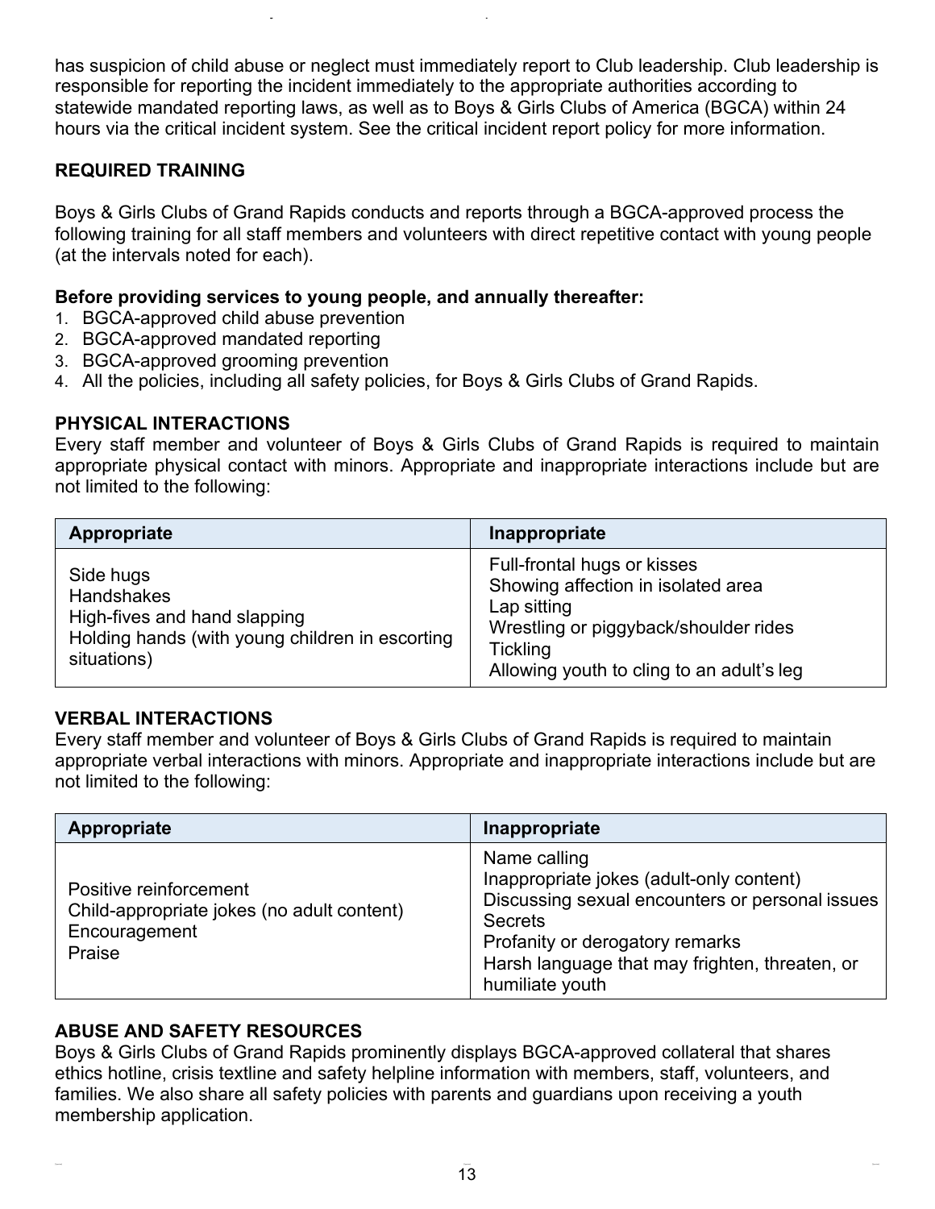has suspicion of child abuse or neglect must immediately report to Club leadership. Club leadership is responsible for reporting the incident immediately to the appropriate authorities according to statewide mandated reporting laws, as well as to Boys & Girls Clubs of America (BGCA) within 24 hours via the critical incident system. See the critical incident report policy for more information.

## REQUIRED TRAINING

Boys & Girls Clubs of Grand Rapids conducts and reports through a BGCA-approved process the following training for all staff members and volunteers with direct repetitive contact with young people (at the intervals noted for each).

**Before providing services to young people, and annually thereafter:**

1. BGCA-approved child abuse prevention
2. BGCA-approved mandated reporting
3. BGCA-approved grooming prevention
4. All the policies, including all safety policies, for Boys & Girls Clubs of Grand Rapids.

## PHYSICAL INTERACTIONS

Every staff member and volunteer of Boys & Girls Clubs of Grand Rapids is required to maintain appropriate physical contact with minors. Appropriate and inappropriate interactions include but are not limited to the following:

| Appropriate | Inappropriate |
|---|---|
| Side hugs<br>Handshakes<br>High-fives and hand slapping<br>Holding hands (with young children in escorting situations) | Full-frontal hugs or kisses<br>Showing affection in isolated area<br>Lap sitting<br>Wrestling or piggyback/shoulder rides<br>Tickling<br>Allowing youth to cling to an adult's leg |

## VERBAL INTERACTIONS

Every staff member and volunteer of Boys & Girls Clubs of Grand Rapids is required to maintain appropriate verbal interactions with minors. Appropriate and inappropriate interactions include but are not limited to the following:

| Appropriate | Inappropriate |
|---|---|
| Positive reinforcement<br>Child-appropriate jokes (no adult content)<br>Encouragement<br>Praise | Name calling<br>Inappropriate jokes (adult-only content)<br>Discussing sexual encounters or personal issues<br>Secrets<br>Profanity or derogatory remarks<br>Harsh language that may frighten, threaten, or humiliate youth |

## ABUSE AND SAFETY RESOURCES

Boys & Girls Clubs of Grand Rapids prominently displays BGCA-approved collateral that shares ethics hotline, crisis textline and safety helpline information with members, staff, volunteers, and families. We also share all safety policies with parents and guardians upon receiving a youth membership application.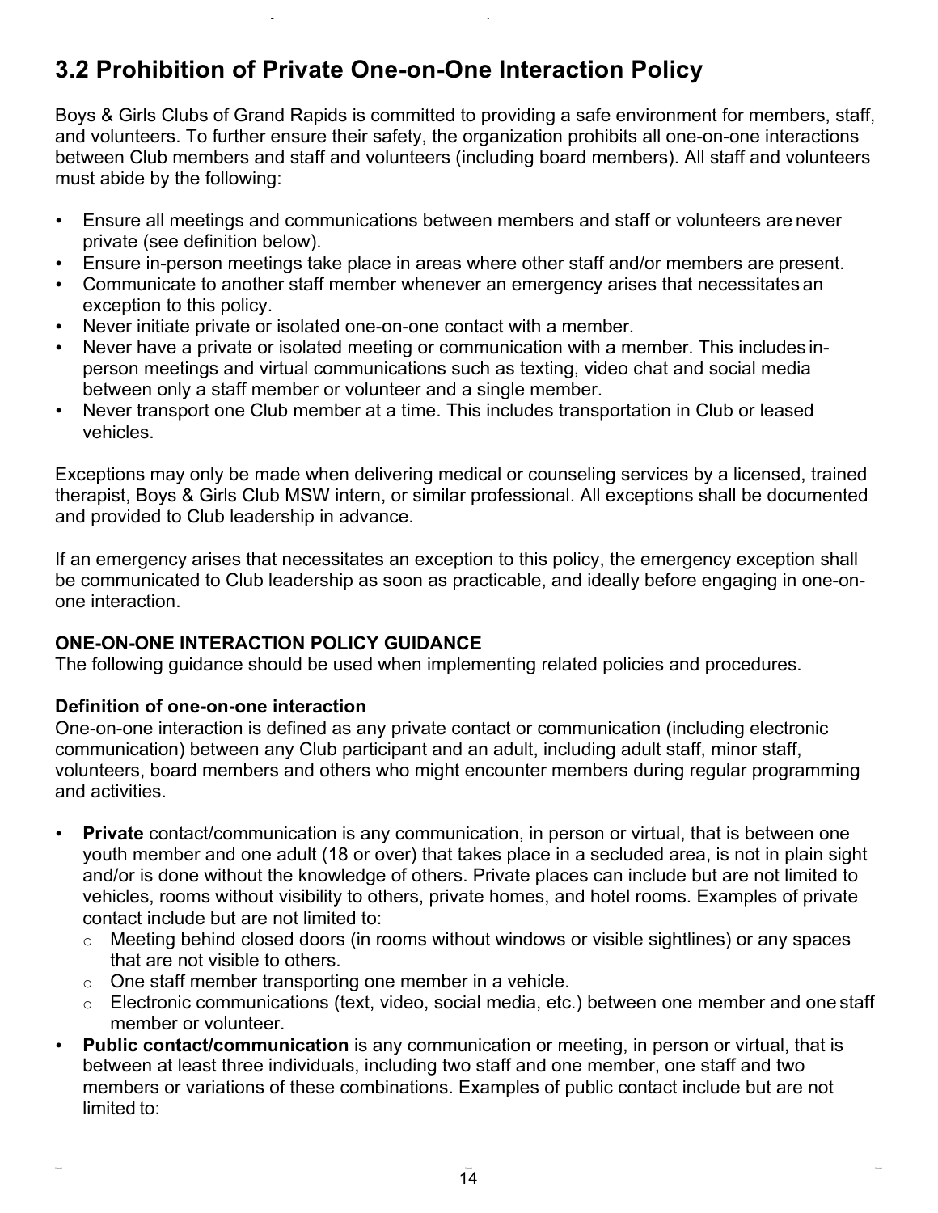## 3.2 Prohibition of Private One-on-One Interaction Policy

Boys & Girls Clubs of Grand Rapids is committed to providing a safe environment for members, staff, and volunteers. To further ensure their safety, the organization prohibits all one-on-one interactions between Club members and staff and volunteers (including board members). All staff and volunteers must abide by the following:

- Ensure all meetings and communications between members and staff or volunteers are never private (see definition below).
- Ensure in-person meetings take place in areas where other staff and/or members are present.
- Communicate to another staff member whenever an emergency arises that necessitates an exception to this policy.
- Never initiate private or isolated one-on-one contact with a member.
- Never have a private or isolated meeting or communication with a member. This includes in-person meetings and virtual communications such as texting, video chat and social media between only a staff member or volunteer and a single member.
- Never transport one Club member at a time. This includes transportation in Club or leased vehicles.

Exceptions may only be made when delivering medical or counseling services by a licensed, trained therapist, Boys & Girls Club MSW intern, or similar professional. All exceptions shall be documented and provided to Club leadership in advance.

If an emergency arises that necessitates an exception to this policy, the emergency exception shall be communicated to Club leadership as soon as practicable, and ideally before engaging in one-on-one interaction.

**ONE-ON-ONE INTERACTION POLICY GUIDANCE**

The following guidance should be used when implementing related policies and procedures.

**Definition of one-on-one interaction**

One-on-one interaction is defined as any private contact or communication (including electronic communication) between any Club participant and an adult, including adult staff, minor staff, volunteers, board members and others who might encounter members during regular programming and activities.

- **Private** contact/communication is any communication, in person or virtual, that is between one youth member and one adult (18 or over) that takes place in a secluded area, is not in plain sight and/or is done without the knowledge of others. Private places can include but are not limited to vehicles, rooms without visibility to others, private homes, and hotel rooms. Examples of private contact include but are not limited to:
  - Meeting behind closed doors (in rooms without windows or visible sightlines) or any spaces that are not visible to others.
  - One staff member transporting one member in a vehicle.
  - Electronic communications (text, video, social media, etc.) between one member and one staff member or volunteer.
- **Public contact/communication** is any communication or meeting, in person or virtual, that is between at least three individuals, including two staff and one member, one staff and two members or variations of these combinations. Examples of public contact include but are not limited to: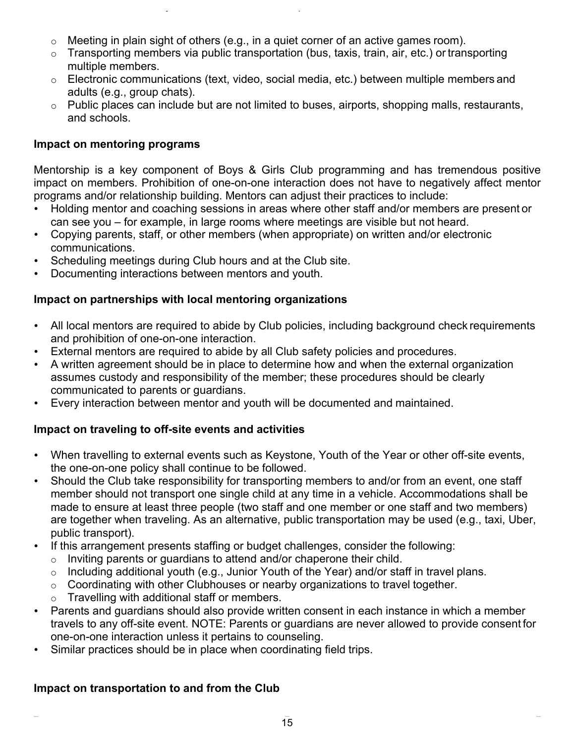- Meeting in plain sight of others (e.g., in a quiet corner of an active games room).
  - Transporting members via public transportation (bus, taxis, train, air, etc.) or transporting multiple members.
  - Electronic communications (text, video, social media, etc.) between multiple members and adults (e.g., group chats).
  - Public places can include but are not limited to buses, airports, shopping malls, restaurants, and schools.

**Impact on mentoring programs**

Mentorship is a key component of Boys & Girls Club programming and has tremendous positive impact on members. Prohibition of one-on-one interaction does not have to negatively affect mentor programs and/or relationship building. Mentors can adjust their practices to include:

- Holding mentor and coaching sessions in areas where other staff and/or members are present or can see you – for example, in large rooms where meetings are visible but not heard.
- Copying parents, staff, or other members (when appropriate) on written and/or electronic communications.
- Scheduling meetings during Club hours and at the Club site.
- Documenting interactions between mentors and youth.

**Impact on partnerships with local mentoring organizations**

- All local mentors are required to abide by Club policies, including background check requirements and prohibition of one-on-one interaction.
- External mentors are required to abide by all Club safety policies and procedures.
- A written agreement should be in place to determine how and when the external organization assumes custody and responsibility of the member; these procedures should be clearly communicated to parents or guardians.
- Every interaction between mentor and youth will be documented and maintained.

**Impact on traveling to off-site events and activities**

- When travelling to external events such as Keystone, Youth of the Year or other off-site events, the one-on-one policy shall continue to be followed.
- Should the Club take responsibility for transporting members to and/or from an event, one staff member should not transport one single child at any time in a vehicle. Accommodations shall be made to ensure at least three people (two staff and one member or one staff and two members) are together when traveling. As an alternative, public transportation may be used (e.g., taxi, Uber, public transport).
- If this arrangement presents staffing or budget challenges, consider the following:
  - Inviting parents or guardians to attend and/or chaperone their child.
  - Including additional youth (e.g., Junior Youth of the Year) and/or staff in travel plans.
  - Coordinating with other Clubhouses or nearby organizations to travel together.
  - Travelling with additional staff or members.
- Parents and guardians should also provide written consent in each instance in which a member travels to any off-site event. NOTE: Parents or guardians are never allowed to provide consent for one-on-one interaction unless it pertains to counseling.
- Similar practices should be in place when coordinating field trips.

**Impact on transportation to and from the Club**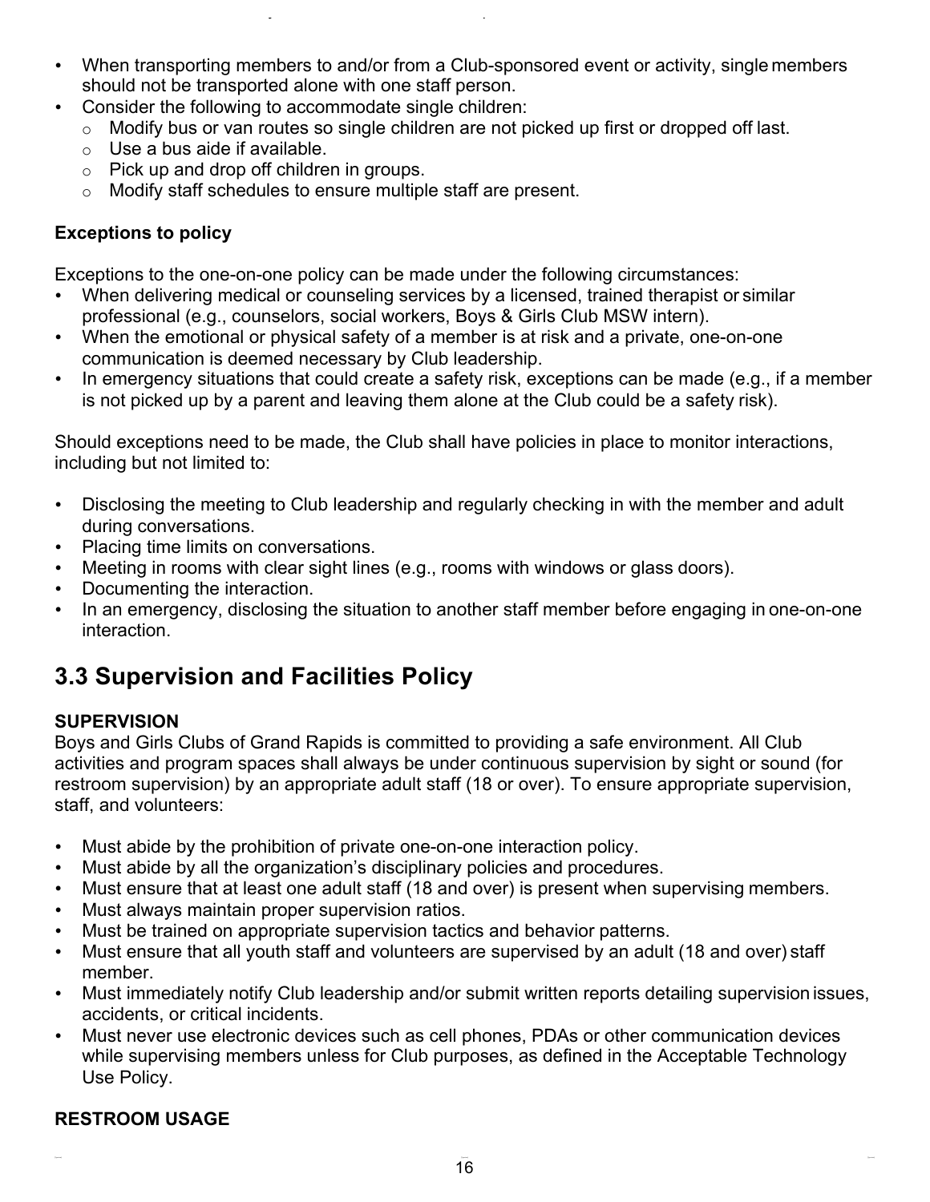- When transporting members to and/or from a Club-sponsored event or activity, single members should not be transported alone with one staff person.
- Consider the following to accommodate single children:
  - Modify bus or van routes so single children are not picked up first or dropped off last.
  - Use a bus aide if available.
  - Pick up and drop off children in groups.
  - Modify staff schedules to ensure multiple staff are present.

**Exceptions to policy**

Exceptions to the one-on-one policy can be made under the following circumstances:

- When delivering medical or counseling services by a licensed, trained therapist or similar professional (e.g., counselors, social workers, Boys & Girls Club MSW intern).
- When the emotional or physical safety of a member is at risk and a private, one-on-one communication is deemed necessary by Club leadership.
- In emergency situations that could create a safety risk, exceptions can be made (e.g., if a member is not picked up by a parent and leaving them alone at the Club could be a safety risk).

Should exceptions need to be made, the Club shall have policies in place to monitor interactions, including but not limited to:

- Disclosing the meeting to Club leadership and regularly checking in with the member and adult during conversations.
- Placing time limits on conversations.
- Meeting in rooms with clear sight lines (e.g., rooms with windows or glass doors).
- Documenting the interaction.
- In an emergency, disclosing the situation to another staff member before engaging in one-on-one interaction.

## 3.3 Supervision and Facilities Policy

**SUPERVISION**

Boys and Girls Clubs of Grand Rapids is committed to providing a safe environment. All Club activities and program spaces shall always be under continuous supervision by sight or sound (for restroom supervision) by an appropriate adult staff (18 or over). To ensure appropriate supervision, staff, and volunteers:

- Must abide by the prohibition of private one-on-one interaction policy.
- Must abide by all the organization's disciplinary policies and procedures.
- Must ensure that at least one adult staff (18 and over) is present when supervising members.
- Must always maintain proper supervision ratios.
- Must be trained on appropriate supervision tactics and behavior patterns.
- Must ensure that all youth staff and volunteers are supervised by an adult (18 and over) staff member.
- Must immediately notify Club leadership and/or submit written reports detailing supervision issues, accidents, or critical incidents.
- Must never use electronic devices such as cell phones, PDAs or other communication devices while supervising members unless for Club purposes, as defined in the Acceptable Technology Use Policy.

**RESTROOM USAGE**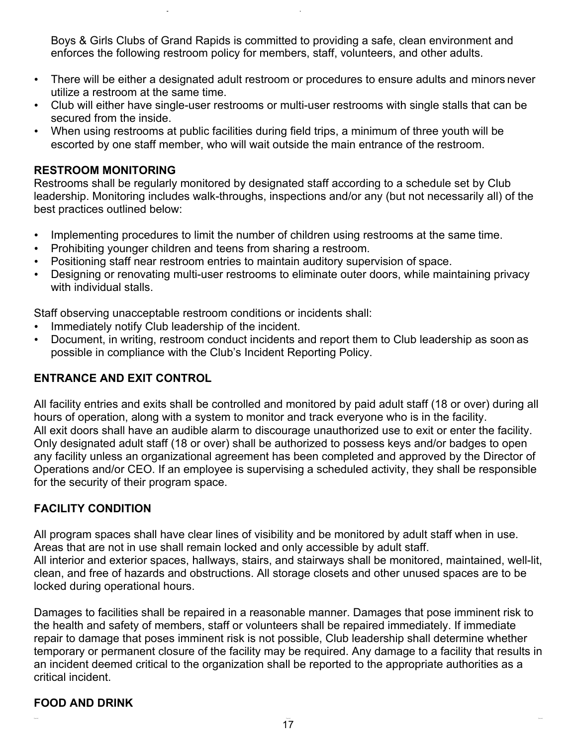Boys & Girls Clubs of Grand Rapids is committed to providing a safe, clean environment and enforces the following restroom policy for members, staff, volunteers, and other adults.

- There will be either a designated adult restroom or procedures to ensure adults and minors never utilize a restroom at the same time.
- Club will either have single-user restrooms or multi-user restrooms with single stalls that can be secured from the inside.
- When using restrooms at public facilities during field trips, a minimum of three youth will be escorted by one staff member, who will wait outside the main entrance of the restroom.

**RESTROOM MONITORING**

Restrooms shall be regularly monitored by designated staff according to a schedule set by Club leadership. Monitoring includes walk-throughs, inspections and/or any (but not necessarily all) of the best practices outlined below:

- Implementing procedures to limit the number of children using restrooms at the same time.
- Prohibiting younger children and teens from sharing a restroom.
- Positioning staff near restroom entries to maintain auditory supervision of space.
- Designing or renovating multi-user restrooms to eliminate outer doors, while maintaining privacy with individual stalls.

Staff observing unacceptable restroom conditions or incidents shall:

- Immediately notify Club leadership of the incident.
- Document, in writing, restroom conduct incidents and report them to Club leadership as soon as possible in compliance with the Club's Incident Reporting Policy.

**ENTRANCE AND EXIT CONTROL**

All facility entries and exits shall be controlled and monitored by paid adult staff (18 or over) during all hours of operation, along with a system to monitor and track everyone who is in the facility.
All exit doors shall have an audible alarm to discourage unauthorized use to exit or enter the facility.
Only designated adult staff (18 or over) shall be authorized to possess keys and/or badges to open any facility unless an organizational agreement has been completed and approved by the Director of Operations and/or CEO. If an employee is supervising a scheduled activity, they shall be responsible for the security of their program space.

**FACILITY CONDITION**

All program spaces shall have clear lines of visibility and be monitored by adult staff when in use. Areas that are not in use shall remain locked and only accessible by adult staff.
All interior and exterior spaces, hallways, stairs, and stairways shall be monitored, maintained, well-lit, clean, and free of hazards and obstructions. All storage closets and other unused spaces are to be locked during operational hours.

Damages to facilities shall be repaired in a reasonable manner. Damages that pose imminent risk to the health and safety of members, staff or volunteers shall be repaired immediately. If immediate repair to damage that poses imminent risk is not possible, Club leadership shall determine whether temporary or permanent closure of the facility may be required. Any damage to a facility that results in an incident deemed critical to the organization shall be reported to the appropriate authorities as a critical incident.

**FOOD AND DRINK**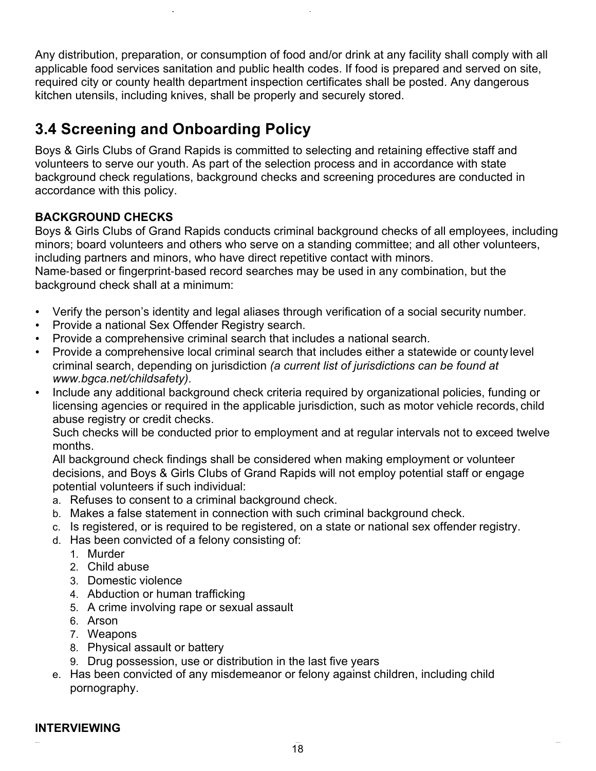Any distribution, preparation, or consumption of food and/or drink at any facility shall comply with all applicable food services sanitation and public health codes. If food is prepared and served on site, required city or county health department inspection certificates shall be posted. Any dangerous kitchen utensils, including knives, shall be properly and securely stored.

## 3.4 Screening and Onboarding Policy

Boys & Girls Clubs of Grand Rapids is committed to selecting and retaining effective staff and volunteers to serve our youth. As part of the selection process and in accordance with state background check regulations, background checks and screening procedures are conducted in accordance with this policy.

**BACKGROUND CHECKS**

Boys & Girls Clubs of Grand Rapids conducts criminal background checks of all employees, including minors; board volunteers and others who serve on a standing committee; and all other volunteers, including partners and minors, who have direct repetitive contact with minors.

Name-based or fingerprint-based record searches may be used in any combination, but the background check shall at a minimum:

- Verify the person's identity and legal aliases through verification of a social security number.
- Provide a national Sex Offender Registry search.
- Provide a comprehensive criminal search that includes a national search.
- Provide a comprehensive local criminal search that includes either a statewide or county level criminal search, depending on jurisdiction *(a current list of jurisdictions can be found at www.bgca.net/childsafety)*.
- Include any additional background check criteria required by organizational policies, funding or licensing agencies or required in the applicable jurisdiction, such as motor vehicle records, child abuse registry or credit checks.

  Such checks will be conducted prior to employment and at regular intervals not to exceed twelve months.

  All background check findings shall be considered when making employment or volunteer decisions, and Boys & Girls Clubs of Grand Rapids will not employ potential staff or engage potential volunteers if such individual:

  a. Refuses to consent to a criminal background check.
  b. Makes a false statement in connection with such criminal background check.
  c. Is registered, or is required to be registered, on a state or national sex offender registry.
  d. Has been convicted of a felony consisting of:
     1. Murder
     2. Child abuse
     3. Domestic violence
     4. Abduction or human trafficking
     5. A crime involving rape or sexual assault
     6. Arson
     7. Weapons
     8. Physical assault or battery
     9. Drug possession, use or distribution in the last five years
  e. Has been convicted of any misdemeanor or felony against children, including child pornography.

**INTERVIEWING**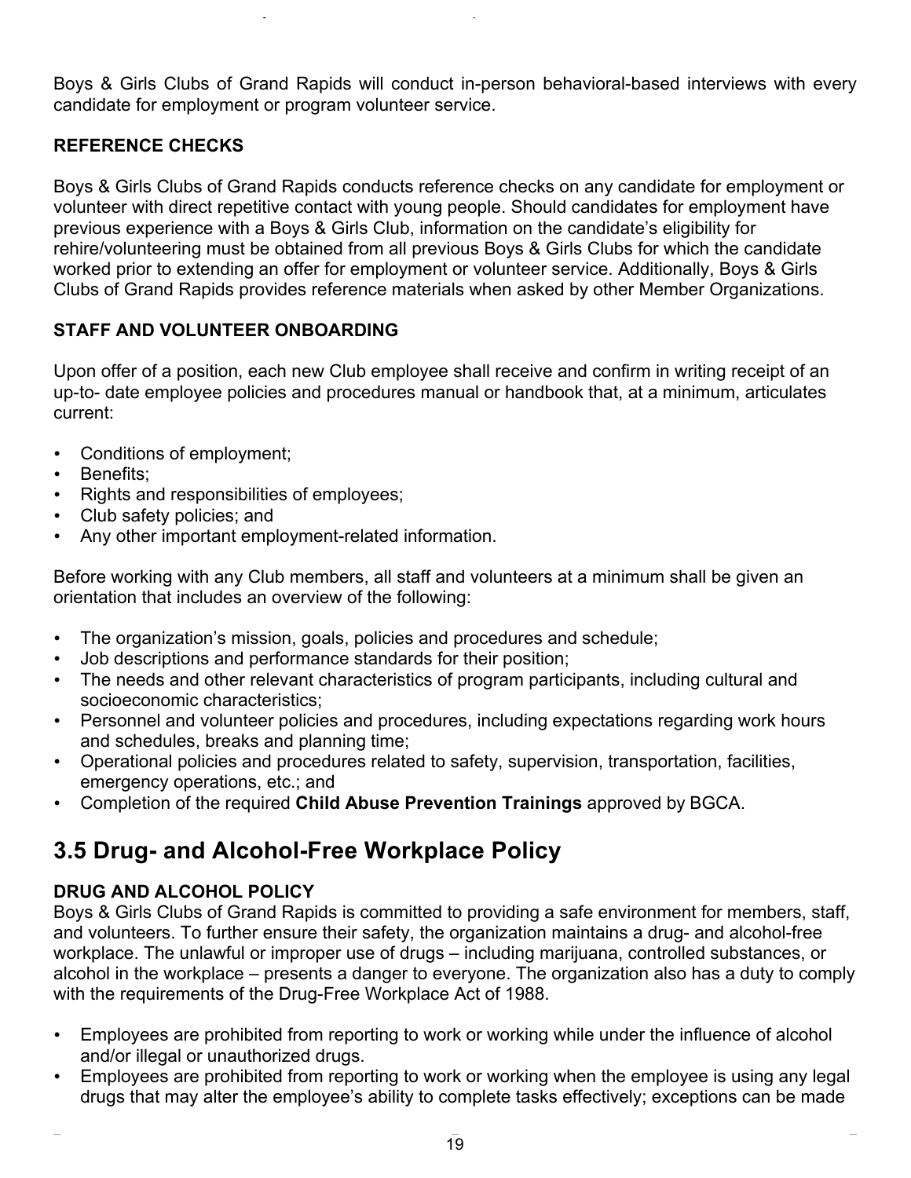Boys & Girls Clubs of Grand Rapids will conduct in-person behavioral-based interviews with every candidate for employment or program volunteer service.

**REFERENCE CHECKS**

Boys & Girls Clubs of Grand Rapids conducts reference checks on any candidate for employment or volunteer with direct repetitive contact with young people. Should candidates for employment have previous experience with a Boys & Girls Club, information on the candidate's eligibility for rehire/volunteering must be obtained from all previous Boys & Girls Clubs for which the candidate worked prior to extending an offer for employment or volunteer service. Additionally, Boys & Girls Clubs of Grand Rapids provides reference materials when asked by other Member Organizations.

**STAFF AND VOLUNTEER ONBOARDING**

Upon offer of a position, each new Club employee shall receive and confirm in writing receipt of an up-to- date employee policies and procedures manual or handbook that, at a minimum, articulates current:

- Conditions of employment;
- Benefits;
- Rights and responsibilities of employees;
- Club safety policies; and
- Any other important employment-related information.

Before working with any Club members, all staff and volunteers at a minimum shall be given an orientation that includes an overview of the following:

- The organization's mission, goals, policies and procedures and schedule;
- Job descriptions and performance standards for their position;
- The needs and other relevant characteristics of program participants, including cultural and socioeconomic characteristics;
- Personnel and volunteer policies and procedures, including expectations regarding work hours and schedules, breaks and planning time;
- Operational policies and procedures related to safety, supervision, transportation, facilities, emergency operations, etc.; and
- Completion of the required **Child Abuse Prevention Trainings** approved by BGCA.

## 3.5 Drug- and Alcohol-Free Workplace Policy

**DRUG AND ALCOHOL POLICY**

Boys & Girls Clubs of Grand Rapids is committed to providing a safe environment for members, staff, and volunteers. To further ensure their safety, the organization maintains a drug- and alcohol-free workplace. The unlawful or improper use of drugs – including marijuana, controlled substances, or alcohol in the workplace – presents a danger to everyone. The organization also has a duty to comply with the requirements of the Drug-Free Workplace Act of 1988.

- Employees are prohibited from reporting to work or working while under the influence of alcohol and/or illegal or unauthorized drugs.
- Employees are prohibited from reporting to work or working when the employee is using any legal drugs that may alter the employee's ability to complete tasks effectively; exceptions can be made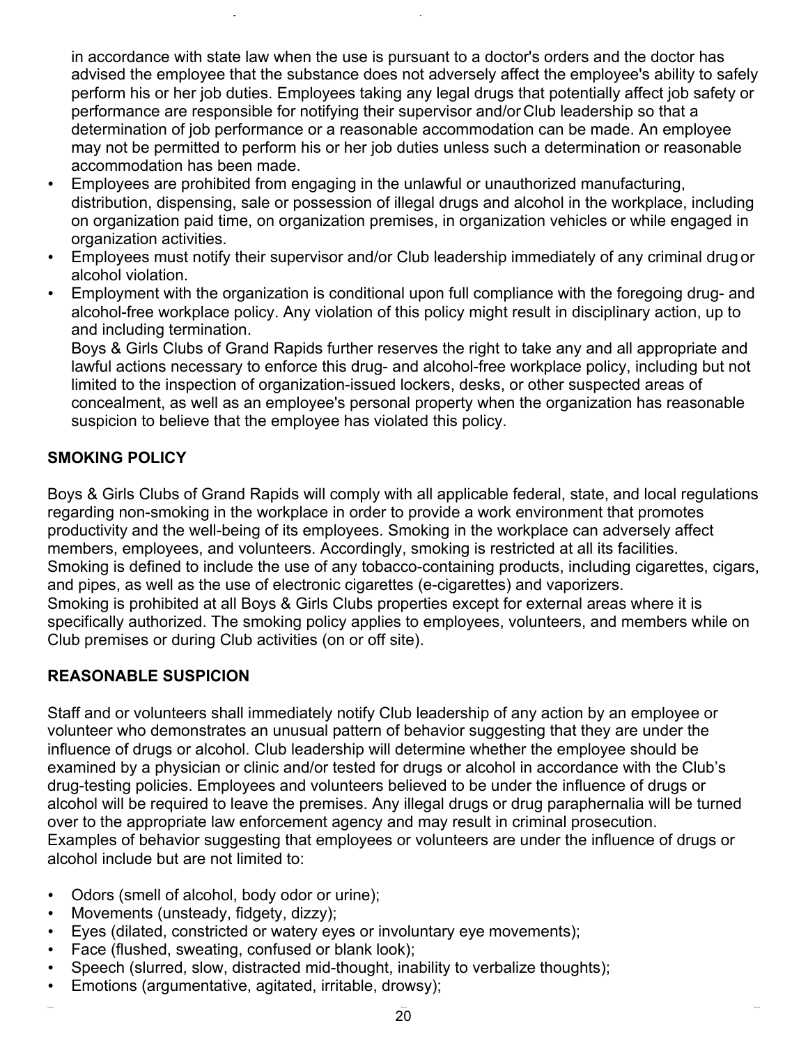in accordance with state law when the use is pursuant to a doctor's orders and the doctor has advised the employee that the substance does not adversely affect the employee's ability to safely perform his or her job duties. Employees taking any legal drugs that potentially affect job safety or performance are responsible for notifying their supervisor and/or Club leadership so that a determination of job performance or a reasonable accommodation can be made. An employee may not be permitted to perform his or her job duties unless such a determination or reasonable accommodation has been made.

- Employees are prohibited from engaging in the unlawful or unauthorized manufacturing, distribution, dispensing, sale or possession of illegal drugs and alcohol in the workplace, including on organization paid time, on organization premises, in organization vehicles or while engaged in organization activities.
- Employees must notify their supervisor and/or Club leadership immediately of any criminal drug or alcohol violation.
- Employment with the organization is conditional upon full compliance with the foregoing drug- and alcohol-free workplace policy. Any violation of this policy might result in disciplinary action, up to and including termination.

  Boys & Girls Clubs of Grand Rapids further reserves the right to take any and all appropriate and lawful actions necessary to enforce this drug- and alcohol-free workplace policy, including but not limited to the inspection of organization-issued lockers, desks, or other suspected areas of concealment, as well as an employee's personal property when the organization has reasonable suspicion to believe that the employee has violated this policy.

## SMOKING POLICY

Boys & Girls Clubs of Grand Rapids will comply with all applicable federal, state, and local regulations regarding non-smoking in the workplace in order to provide a work environment that promotes productivity and the well-being of its employees. Smoking in the workplace can adversely affect members, employees, and volunteers. Accordingly, smoking is restricted at all its facilities.
Smoking is defined to include the use of any tobacco-containing products, including cigarettes, cigars, and pipes, as well as the use of electronic cigarettes (e-cigarettes) and vaporizers.
Smoking is prohibited at all Boys & Girls Clubs properties except for external areas where it is specifically authorized. The smoking policy applies to employees, volunteers, and members while on Club premises or during Club activities (on or off site).

## REASONABLE SUSPICION

Staff and or volunteers shall immediately notify Club leadership of any action by an employee or volunteer who demonstrates an unusual pattern of behavior suggesting that they are under the influence of drugs or alcohol. Club leadership will determine whether the employee should be examined by a physician or clinic and/or tested for drugs or alcohol in accordance with the Club's drug-testing policies. Employees and volunteers believed to be under the influence of drugs or alcohol will be required to leave the premises. Any illegal drugs or drug paraphernalia will be turned over to the appropriate law enforcement agency and may result in criminal prosecution.
Examples of behavior suggesting that employees or volunteers are under the influence of drugs or alcohol include but are not limited to:

- Odors (smell of alcohol, body odor or urine);
- Movements (unsteady, fidgety, dizzy);
- Eyes (dilated, constricted or watery eyes or involuntary eye movements);
- Face (flushed, sweating, confused or blank look);
- Speech (slurred, slow, distracted mid-thought, inability to verbalize thoughts);
- Emotions (argumentative, agitated, irritable, drowsy);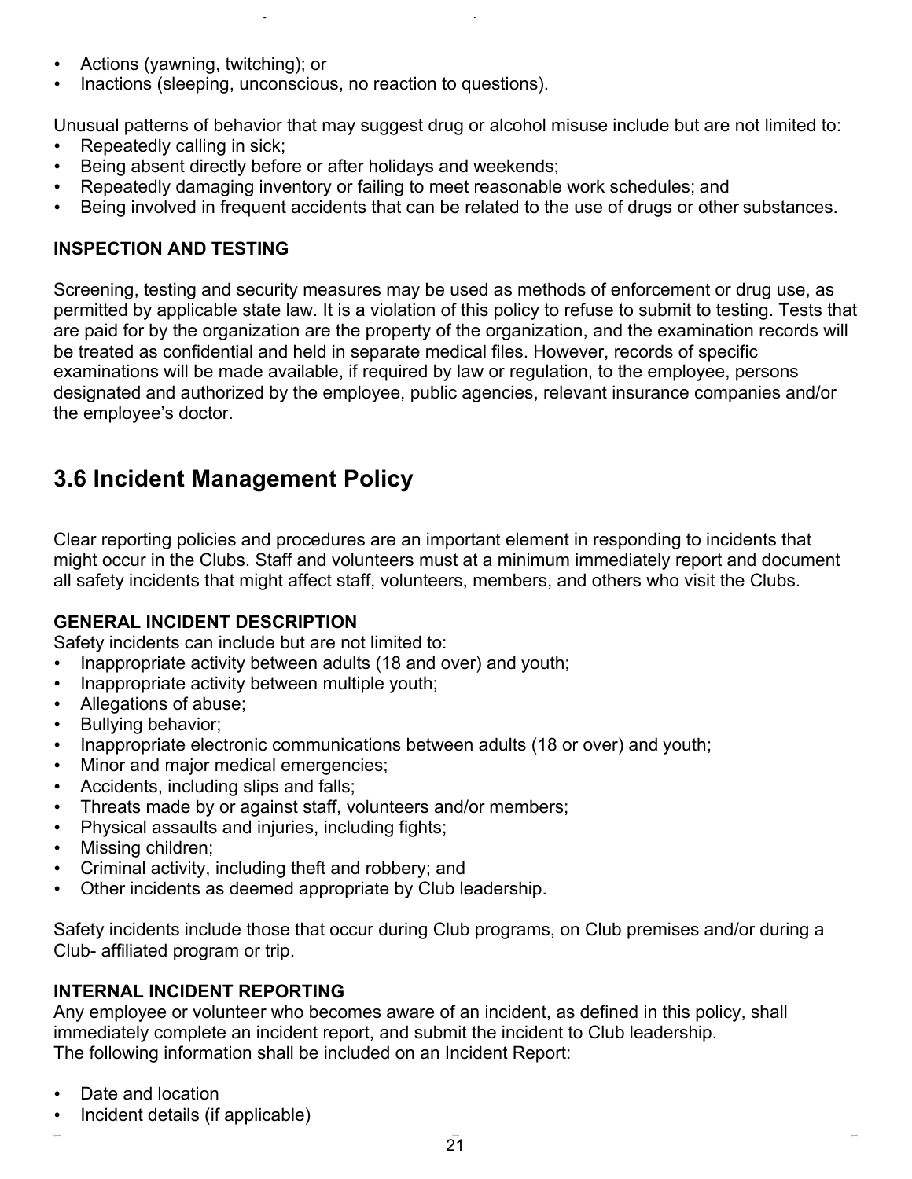- Actions (yawning, twitching); or
- Inactions (sleeping, unconscious, no reaction to questions).

Unusual patterns of behavior that may suggest drug or alcohol misuse include but are not limited to:

- Repeatedly calling in sick;
- Being absent directly before or after holidays and weekends;
- Repeatedly damaging inventory or failing to meet reasonable work schedules; and
- Being involved in frequent accidents that can be related to the use of drugs or other substances.

**INSPECTION AND TESTING**

Screening, testing and security measures may be used as methods of enforcement or drug use, as permitted by applicable state law. It is a violation of this policy to refuse to submit to testing. Tests that are paid for by the organization are the property of the organization, and the examination records will be treated as confidential and held in separate medical files. However, records of specific examinations will be made available, if required by law or regulation, to the employee, persons designated and authorized by the employee, public agencies, relevant insurance companies and/or the employee's doctor.

## 3.6 Incident Management Policy

Clear reporting policies and procedures are an important element in responding to incidents that might occur in the Clubs. Staff and volunteers must at a minimum immediately report and document all safety incidents that might affect staff, volunteers, members, and others who visit the Clubs.

**GENERAL INCIDENT DESCRIPTION**

Safety incidents can include but are not limited to:

- Inappropriate activity between adults (18 and over) and youth;
- Inappropriate activity between multiple youth;
- Allegations of abuse;
- Bullying behavior;
- Inappropriate electronic communications between adults (18 or over) and youth;
- Minor and major medical emergencies;
- Accidents, including slips and falls;
- Threats made by or against staff, volunteers and/or members;
- Physical assaults and injuries, including fights;
- Missing children;
- Criminal activity, including theft and robbery; and
- Other incidents as deemed appropriate by Club leadership.

Safety incidents include those that occur during Club programs, on Club premises and/or during a Club- affiliated program or trip.

**INTERNAL INCIDENT REPORTING**

Any employee or volunteer who becomes aware of an incident, as defined in this policy, shall immediately complete an incident report, and submit the incident to Club leadership.
The following information shall be included on an Incident Report:

- Date and location
- Incident details (if applicable)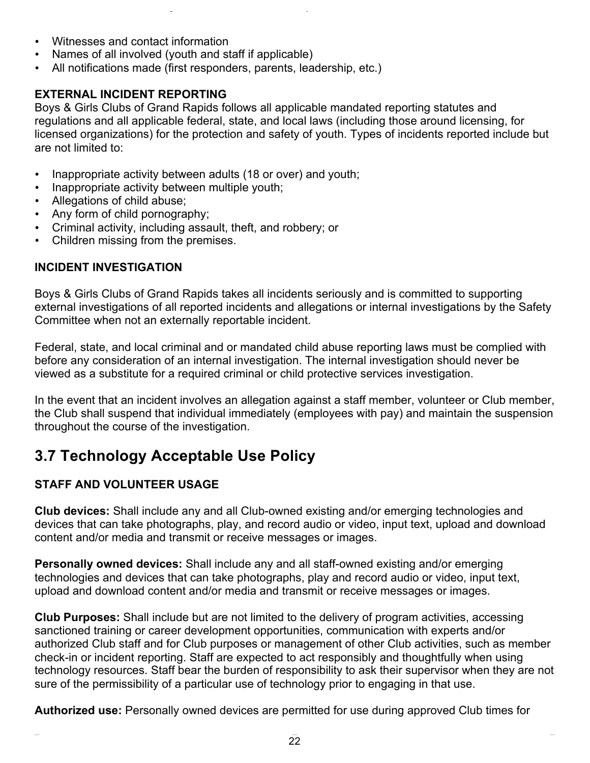- Witnesses and contact information
- Names of all involved (youth and staff if applicable)
- All notifications made (first responders, parents, leadership, etc.)

**EXTERNAL INCIDENT REPORTING**

Boys & Girls Clubs of Grand Rapids follows all applicable mandated reporting statutes and regulations and all applicable federal, state, and local laws (including those around licensing, for licensed organizations) for the protection and safety of youth. Types of incidents reported include but are not limited to:

- Inappropriate activity between adults (18 or over) and youth;
- Inappropriate activity between multiple youth;
- Allegations of child abuse;
- Any form of child pornography;
- Criminal activity, including assault, theft, and robbery; or
- Children missing from the premises.

**INCIDENT INVESTIGATION**

Boys & Girls Clubs of Grand Rapids takes all incidents seriously and is committed to supporting external investigations of all reported incidents and allegations or internal investigations by the Safety Committee when not an externally reportable incident.

Federal, state, and local criminal and or mandated child abuse reporting laws must be complied with before any consideration of an internal investigation. The internal investigation should never be viewed as a substitute for a required criminal or child protective services investigation.

In the event that an incident involves an allegation against a staff member, volunteer or Club member, the Club shall suspend that individual immediately (employees with pay) and maintain the suspension throughout the course of the investigation.

## 3.7 Technology Acceptable Use Policy

**STAFF AND VOLUNTEER USAGE**

**Club devices:** Shall include any and all Club-owned existing and/or emerging technologies and devices that can take photographs, play, and record audio or video, input text, upload and download content and/or media and transmit or receive messages or images.

**Personally owned devices:** Shall include any and all staff-owned existing and/or emerging technologies and devices that can take photographs, play and record audio or video, input text, upload and download content and/or media and transmit or receive messages or images.

**Club Purposes:** Shall include but are not limited to the delivery of program activities, accessing sanctioned training or career development opportunities, communication with experts and/or authorized Club staff and for Club purposes or management of other Club activities, such as member check-in or incident reporting. Staff are expected to act responsibly and thoughtfully when using technology resources. Staff bear the burden of responsibility to ask their supervisor when they are not sure of the permissibility of a particular use of technology prior to engaging in that use.

**Authorized use:** Personally owned devices are permitted for use during approved Club times for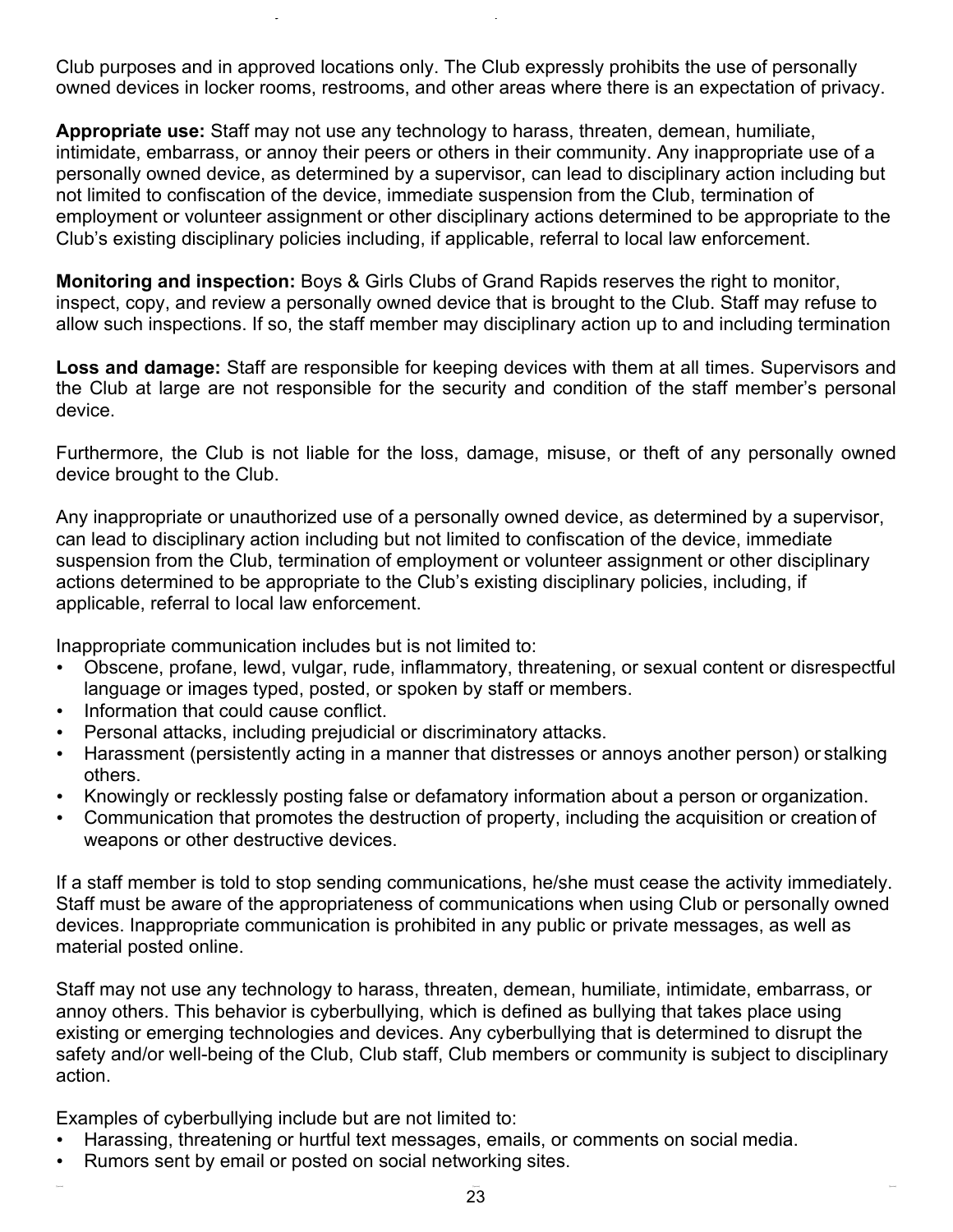Club purposes and in approved locations only. The Club expressly prohibits the use of personally owned devices in locker rooms, restrooms, and other areas where there is an expectation of privacy.

**Appropriate use:** Staff may not use any technology to harass, threaten, demean, humiliate, intimidate, embarrass, or annoy their peers or others in their community. Any inappropriate use of a personally owned device, as determined by a supervisor, can lead to disciplinary action including but not limited to confiscation of the device, immediate suspension from the Club, termination of employment or volunteer assignment or other disciplinary actions determined to be appropriate to the Club's existing disciplinary policies including, if applicable, referral to local law enforcement.

**Monitoring and inspection:** Boys & Girls Clubs of Grand Rapids reserves the right to monitor, inspect, copy, and review a personally owned device that is brought to the Club. Staff may refuse to allow such inspections. If so, the staff member may disciplinary action up to and including termination

**Loss and damage:** Staff are responsible for keeping devices with them at all times. Supervisors and the Club at large are not responsible for the security and condition of the staff member's personal device.

Furthermore, the Club is not liable for the loss, damage, misuse, or theft of any personally owned device brought to the Club.

Any inappropriate or unauthorized use of a personally owned device, as determined by a supervisor, can lead to disciplinary action including but not limited to confiscation of the device, immediate suspension from the Club, termination of employment or volunteer assignment or other disciplinary actions determined to be appropriate to the Club's existing disciplinary policies, including, if applicable, referral to local law enforcement.

Inappropriate communication includes but is not limited to:

- Obscene, profane, lewd, vulgar, rude, inflammatory, threatening, or sexual content or disrespectful language or images typed, posted, or spoken by staff or members.
- Information that could cause conflict.
- Personal attacks, including prejudicial or discriminatory attacks.
- Harassment (persistently acting in a manner that distresses or annoys another person) or stalking others.
- Knowingly or recklessly posting false or defamatory information about a person or organization.
- Communication that promotes the destruction of property, including the acquisition or creation of weapons or other destructive devices.

If a staff member is told to stop sending communications, he/she must cease the activity immediately. Staff must be aware of the appropriateness of communications when using Club or personally owned devices. Inappropriate communication is prohibited in any public or private messages, as well as material posted online.

Staff may not use any technology to harass, threaten, demean, humiliate, intimidate, embarrass, or annoy others. This behavior is cyberbullying, which is defined as bullying that takes place using existing or emerging technologies and devices. Any cyberbullying that is determined to disrupt the safety and/or well-being of the Club, Club staff, Club members or community is subject to disciplinary action.

Examples of cyberbullying include but are not limited to:

- Harassing, threatening or hurtful text messages, emails, or comments on social media.
- Rumors sent by email or posted on social networking sites.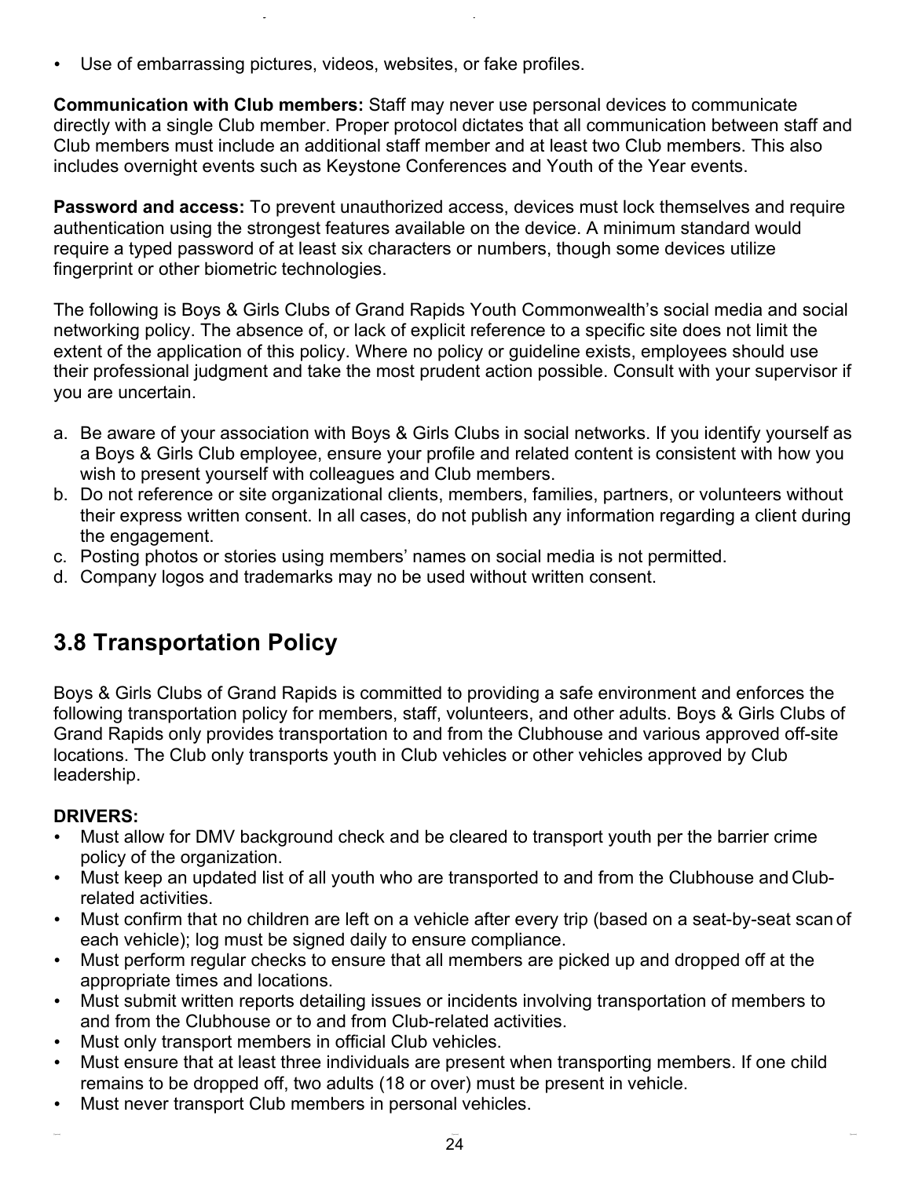- Use of embarrassing pictures, videos, websites, or fake profiles.

**Communication with Club members:** Staff may never use personal devices to communicate directly with a single Club member. Proper protocol dictates that all communication between staff and Club members must include an additional staff member and at least two Club members. This also includes overnight events such as Keystone Conferences and Youth of the Year events.

**Password and access:** To prevent unauthorized access, devices must lock themselves and require authentication using the strongest features available on the device. A minimum standard would require a typed password of at least six characters or numbers, though some devices utilize fingerprint or other biometric technologies.

The following is Boys & Girls Clubs of Grand Rapids Youth Commonwealth's social media and social networking policy. The absence of, or lack of explicit reference to a specific site does not limit the extent of the application of this policy. Where no policy or guideline exists, employees should use their professional judgment and take the most prudent action possible. Consult with your supervisor if you are uncertain.

a. Be aware of your association with Boys & Girls Clubs in social networks. If you identify yourself as a Boys & Girls Club employee, ensure your profile and related content is consistent with how you wish to present yourself with colleagues and Club members.
b. Do not reference or site organizational clients, members, families, partners, or volunteers without their express written consent. In all cases, do not publish any information regarding a client during the engagement.
c. Posting photos or stories using members' names on social media is not permitted.
d. Company logos and trademarks may no be used without written consent.

## 3.8 Transportation Policy

Boys & Girls Clubs of Grand Rapids is committed to providing a safe environment and enforces the following transportation policy for members, staff, volunteers, and other adults. Boys & Girls Clubs of Grand Rapids only provides transportation to and from the Clubhouse and various approved off-site locations. The Club only transports youth in Club vehicles or other vehicles approved by Club leadership.

**DRIVERS:**

- Must allow for DMV background check and be cleared to transport youth per the barrier crime policy of the organization.
- Must keep an updated list of all youth who are transported to and from the Clubhouse and Club-related activities.
- Must confirm that no children are left on a vehicle after every trip (based on a seat-by-seat scan of each vehicle); log must be signed daily to ensure compliance.
- Must perform regular checks to ensure that all members are picked up and dropped off at the appropriate times and locations.
- Must submit written reports detailing issues or incidents involving transportation of members to and from the Clubhouse or to and from Club-related activities.
- Must only transport members in official Club vehicles.
- Must ensure that at least three individuals are present when transporting members. If one child remains to be dropped off, two adults (18 or over) must be present in vehicle.
- Must never transport Club members in personal vehicles.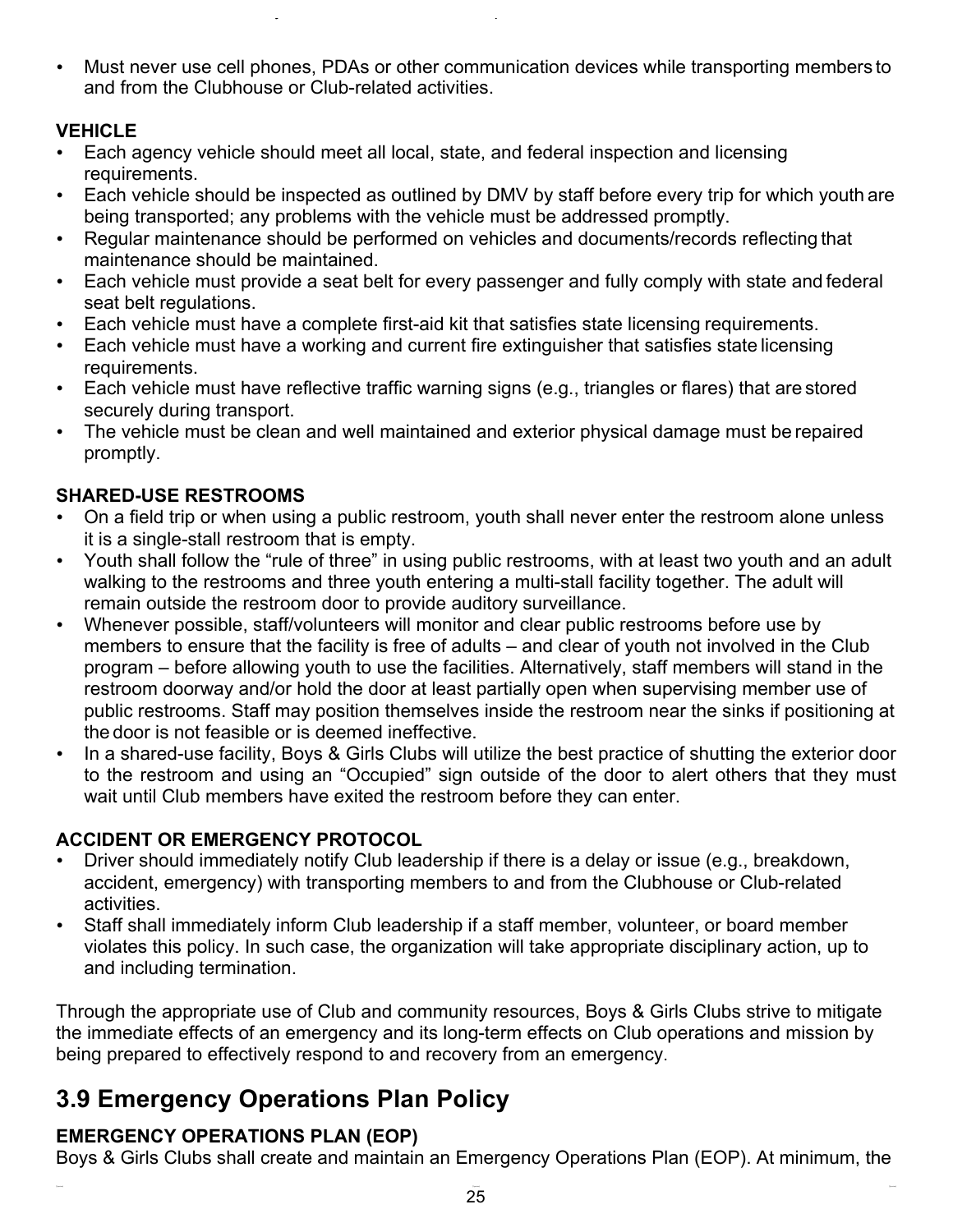- Must never use cell phones, PDAs or other communication devices while transporting members to and from the Clubhouse or Club-related activities.

**VEHICLE**

- Each agency vehicle should meet all local, state, and federal inspection and licensing requirements.
- Each vehicle should be inspected as outlined by DMV by staff before every trip for which youth are being transported; any problems with the vehicle must be addressed promptly.
- Regular maintenance should be performed on vehicles and documents/records reflecting that maintenance should be maintained.
- Each vehicle must provide a seat belt for every passenger and fully comply with state and federal seat belt regulations.
- Each vehicle must have a complete first-aid kit that satisfies state licensing requirements.
- Each vehicle must have a working and current fire extinguisher that satisfies state licensing requirements.
- Each vehicle must have reflective traffic warning signs (e.g., triangles or flares) that are stored securely during transport.
- The vehicle must be clean and well maintained and exterior physical damage must be repaired promptly.

**SHARED-USE RESTROOMS**

- On a field trip or when using a public restroom, youth shall never enter the restroom alone unless it is a single-stall restroom that is empty.
- Youth shall follow the "rule of three" in using public restrooms, with at least two youth and an adult walking to the restrooms and three youth entering a multi-stall facility together. The adult will remain outside the restroom door to provide auditory surveillance.
- Whenever possible, staff/volunteers will monitor and clear public restrooms before use by members to ensure that the facility is free of adults – and clear of youth not involved in the Club program – before allowing youth to use the facilities. Alternatively, staff members will stand in the restroom doorway and/or hold the door at least partially open when supervising member use of public restrooms. Staff may position themselves inside the restroom near the sinks if positioning at the door is not feasible or is deemed ineffective.
- In a shared-use facility, Boys & Girls Clubs will utilize the best practice of shutting the exterior door to the restroom and using an "Occupied" sign outside of the door to alert others that they must wait until Club members have exited the restroom before they can enter.

**ACCIDENT OR EMERGENCY PROTOCOL**

- Driver should immediately notify Club leadership if there is a delay or issue (e.g., breakdown, accident, emergency) with transporting members to and from the Clubhouse or Club-related activities.
- Staff shall immediately inform Club leadership if a staff member, volunteer, or board member violates this policy. In such case, the organization will take appropriate disciplinary action, up to and including termination.

Through the appropriate use of Club and community resources, Boys & Girls Clubs strive to mitigate the immediate effects of an emergency and its long-term effects on Club operations and mission by being prepared to effectively respond to and recovery from an emergency.

## 3.9 Emergency Operations Plan Policy

**EMERGENCY OPERATIONS PLAN (EOP)**

Boys & Girls Clubs shall create and maintain an Emergency Operations Plan (EOP). At minimum, the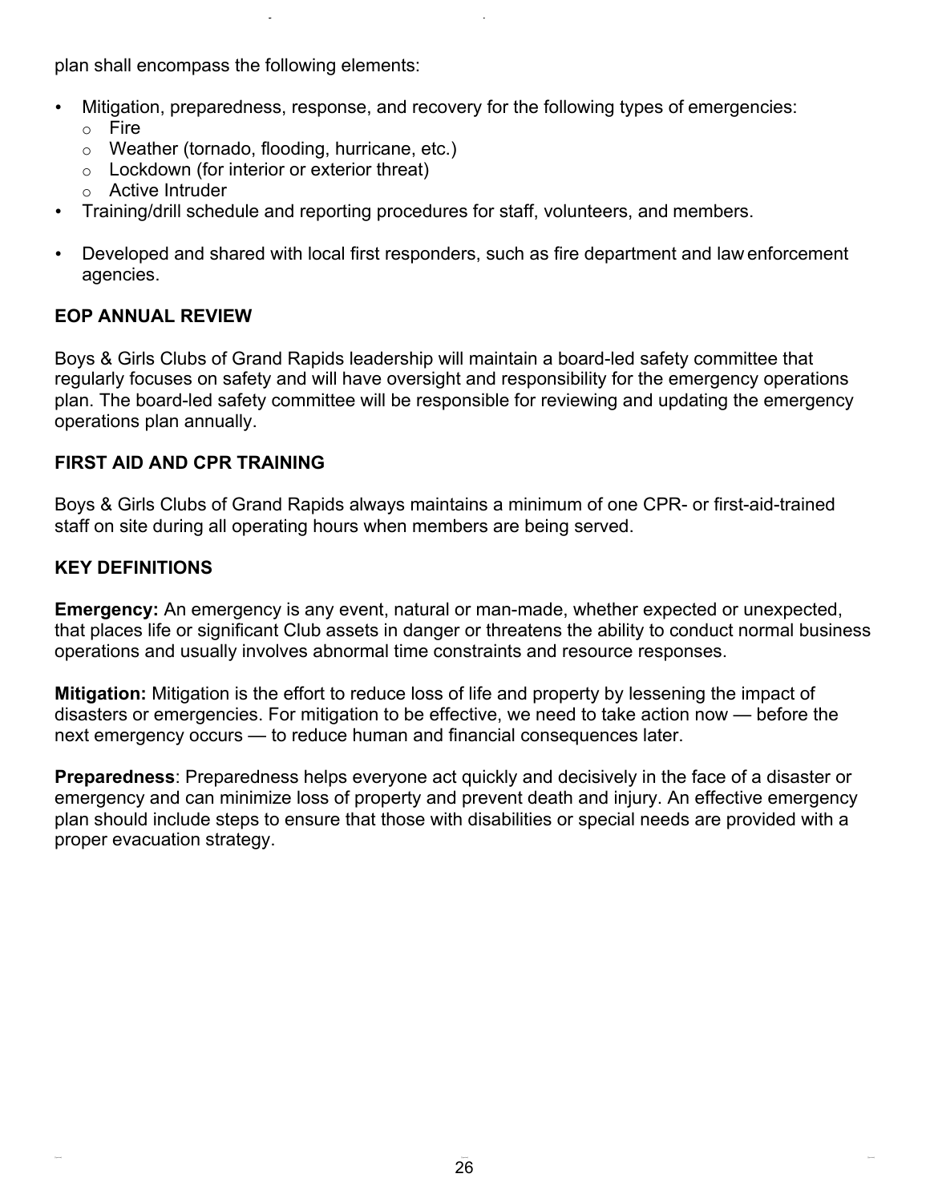plan shall encompass the following elements:

- Mitigation, preparedness, response, and recovery for the following types of emergencies:
  - Fire
  - Weather (tornado, flooding, hurricane, etc.)
  - Lockdown (for interior or exterior threat)
  - Active Intruder
- Training/drill schedule and reporting procedures for staff, volunteers, and members.
- Developed and shared with local first responders, such as fire department and law enforcement agencies.

### EOP ANNUAL REVIEW

Boys & Girls Clubs of Grand Rapids leadership will maintain a board-led safety committee that regularly focuses on safety and will have oversight and responsibility for the emergency operations plan. The board-led safety committee will be responsible for reviewing and updating the emergency operations plan annually.

### FIRST AID AND CPR TRAINING

Boys & Girls Clubs of Grand Rapids always maintains a minimum of one CPR- or first-aid-trained staff on site during all operating hours when members are being served.

### KEY DEFINITIONS

**Emergency:** An emergency is any event, natural or man-made, whether expected or unexpected, that places life or significant Club assets in danger or threatens the ability to conduct normal business operations and usually involves abnormal time constraints and resource responses.

**Mitigation:** Mitigation is the effort to reduce loss of life and property by lessening the impact of disasters or emergencies. For mitigation to be effective, we need to take action now — before the next emergency occurs — to reduce human and financial consequences later.

**Preparedness**: Preparedness helps everyone act quickly and decisively in the face of a disaster or emergency and can minimize loss of property and prevent death and injury. An effective emergency plan should include steps to ensure that those with disabilities or special needs are provided with a proper evacuation strategy.